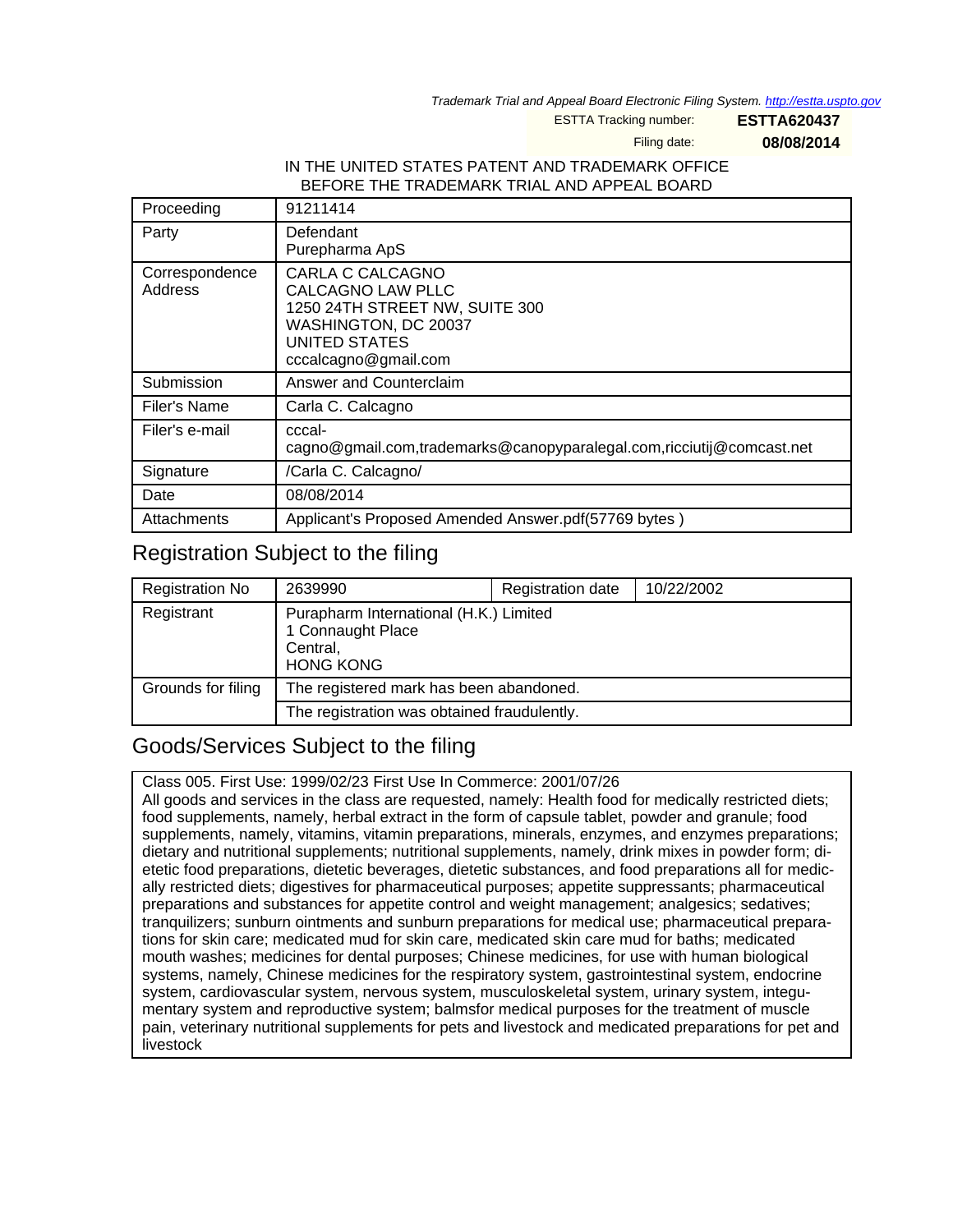*Trademark Trial and Appeal Board Electronic Filing System. http://estta.uspto.gov*

ESTTA Tracking number: **ESTTA620437**

Filing date: **08/08/2014**

IN THE UNITED STATES PATENT AND TRADEMARK OFFICE
BEFORE THE TRADEMARK TRIAL AND APPEAL BOARD

| | |
|---|---|
| Proceeding | 91211414 |
| Party | Defendant<br>Purepharma ApS |
| Correspondence Address | CARLA C CALCAGNO<br>CALCAGNO LAW PLLC<br>1250 24TH STREET NW, SUITE 300<br>WASHINGTON, DC 20037<br>UNITED STATES<br>cccalcagno@gmail.com |
| Submission | Answer and Counterclaim |
| Filer's Name | Carla C. Calcagno |
| Filer's e-mail | cccal-cagno@gmail.com,trademarks@canopyparalegal.com,ricciutij@comcast.net |
| Signature | /Carla C. Calcagno/ |
| Date | 08/08/2014 |
| Attachments | Applicant's Proposed Amended Answer.pdf(57769 bytes ) |

## Registration Subject to the filing

| | | | |
|---|---|---|---|
| Registration No | 2639990 | Registration date | 10/22/2002 |
| Registrant | Purapharm International (H.K.) Limited<br>1 Connaught Place<br>Central,<br>HONG KONG | | |
| Grounds for filing | The registered mark has been abandoned. | | |
| | The registration was obtained fraudulently. | | |

## Goods/Services Subject to the filing

Class 005. First Use: 1999/02/23 First Use In Commerce: 2001/07/26
All goods and services in the class are requested, namely: Health food for medically restricted diets; food supplements, namely, herbal extract in the form of capsule tablet, powder and granule; food supplements, namely, vitamins, vitamin preparations, minerals, enzymes, and enzymes preparations; dietary and nutritional supplements; nutritional supplements, namely, drink mixes in powder form; dietetic food preparations, dietetic beverages, dietetic substances, and food preparations all for medically restricted diets; digestives for pharmaceutical purposes; appetite suppressants; pharmaceutical preparations and substances for appetite control and weight management; analgesics; sedatives; tranquilizers; sunburn ointments and sunburn preparations for medical use; pharmaceutical preparations for skin care; medicated mud for skin care, medicated skin care mud for baths; medicated mouth washes; medicines for dental purposes; Chinese medicines, for use with human biological systems, namely, Chinese medicines for the respiratory system, gastrointestinal system, endocrine system, cardiovascular system, nervous system, musculoskeletal system, urinary system, integumentary system and reproductive system; balmsfor medical purposes for the treatment of muscle pain, veterinary nutritional supplements for pets and livestock and medicated preparations for pet and livestock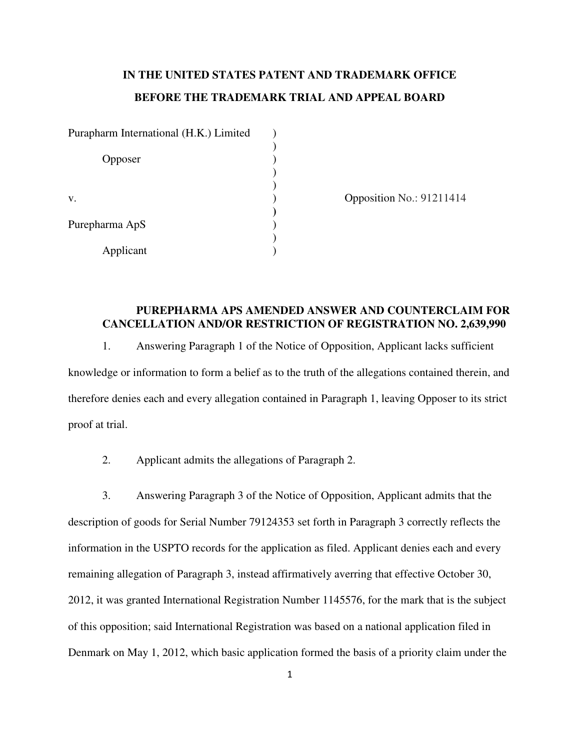**IN THE UNITED STATES PATENT AND TRADEMARK OFFICE**

**BEFORE THE TRADEMARK TRIAL AND APPEAL BOARD**

| | | |
|---|---|---|
| Purapharm International (H.K.) Limited | ) | |
| | ) | |
| Opposer | ) | |
| | ) | |
| | ) | |
| v. | ) | Opposition No.: 91211414 |
| | ) | |
| Purepharma ApS | ) | |
| | ) | |
| Applicant | ) | |

**PUREPHARMA APS AMENDED ANSWER AND COUNTERCLAIM FOR CANCELLATION AND/OR RESTRICTION OF REGISTRATION NO. 2,639,990**

1. Answering Paragraph 1 of the Notice of Opposition, Applicant lacks sufficient knowledge or information to form a belief as to the truth of the allegations contained therein, and therefore denies each and every allegation contained in Paragraph 1, leaving Opposer to its strict proof at trial.

2. Applicant admits the allegations of Paragraph 2.

3. Answering Paragraph 3 of the Notice of Opposition, Applicant admits that the description of goods for Serial Number 79124353 set forth in Paragraph 3 correctly reflects the information in the USPTO records for the application as filed. Applicant denies each and every remaining allegation of Paragraph 3, instead affirmatively averring that effective October 30, 2012, it was granted International Registration Number 1145576, for the mark that is the subject of this opposition; said International Registration was based on a national application filed in Denmark on May 1, 2012, which basic application formed the basis of a priority claim under the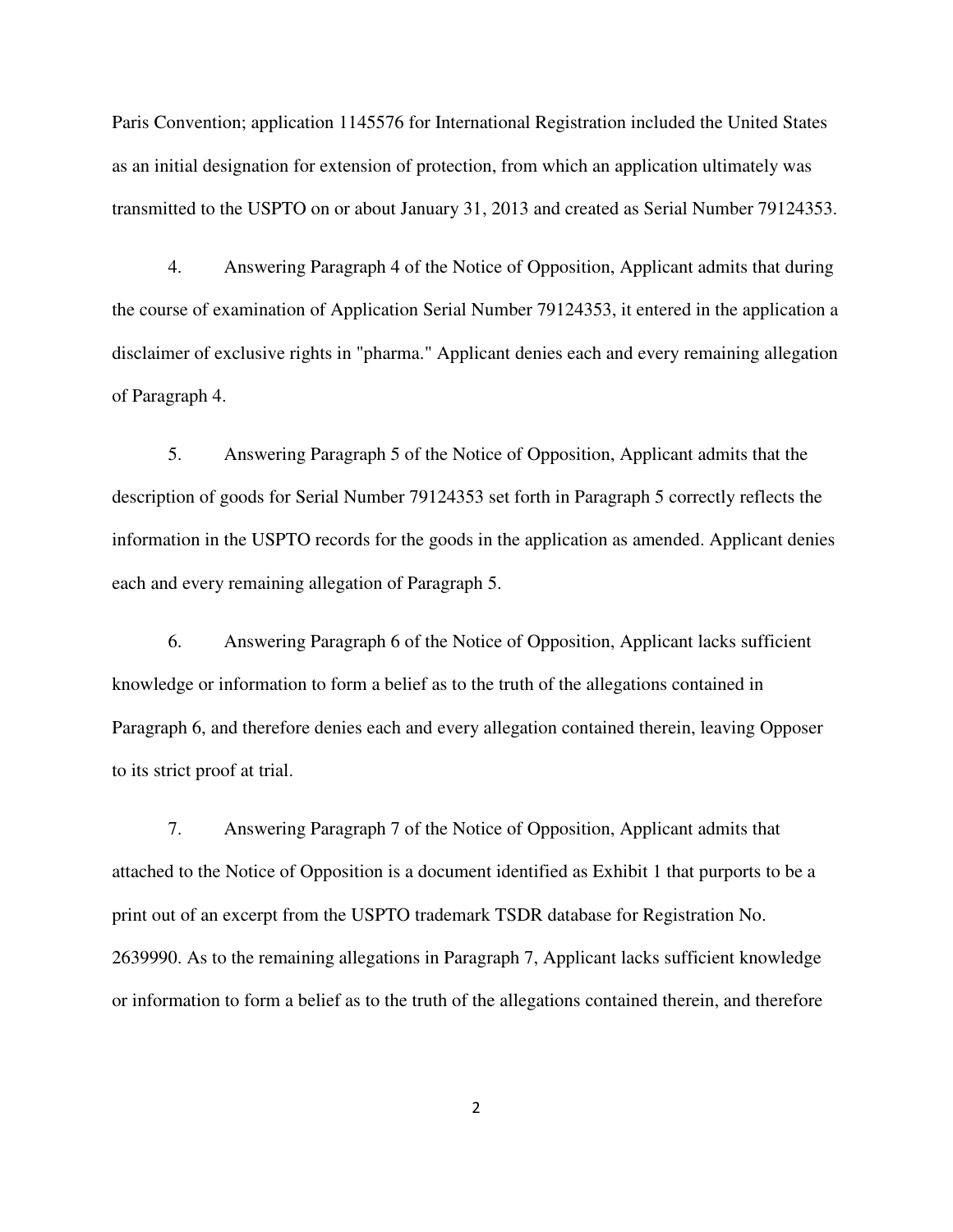Paris Convention; application 1145576 for International Registration included the United States as an initial designation for extension of protection, from which an application ultimately was transmitted to the USPTO on or about January 31, 2013 and created as Serial Number 79124353.

4. Answering Paragraph 4 of the Notice of Opposition, Applicant admits that during the course of examination of Application Serial Number 79124353, it entered in the application a disclaimer of exclusive rights in "pharma." Applicant denies each and every remaining allegation of Paragraph 4.

5. Answering Paragraph 5 of the Notice of Opposition, Applicant admits that the description of goods for Serial Number 79124353 set forth in Paragraph 5 correctly reflects the information in the USPTO records for the goods in the application as amended. Applicant denies each and every remaining allegation of Paragraph 5.

6. Answering Paragraph 6 of the Notice of Opposition, Applicant lacks sufficient knowledge or information to form a belief as to the truth of the allegations contained in Paragraph 6, and therefore denies each and every allegation contained therein, leaving Opposer to its strict proof at trial.

7. Answering Paragraph 7 of the Notice of Opposition, Applicant admits that attached to the Notice of Opposition is a document identified as Exhibit 1 that purports to be a print out of an excerpt from the USPTO trademark TSDR database for Registration No. 2639990. As to the remaining allegations in Paragraph 7, Applicant lacks sufficient knowledge or information to form a belief as to the truth of the allegations contained therein, and therefore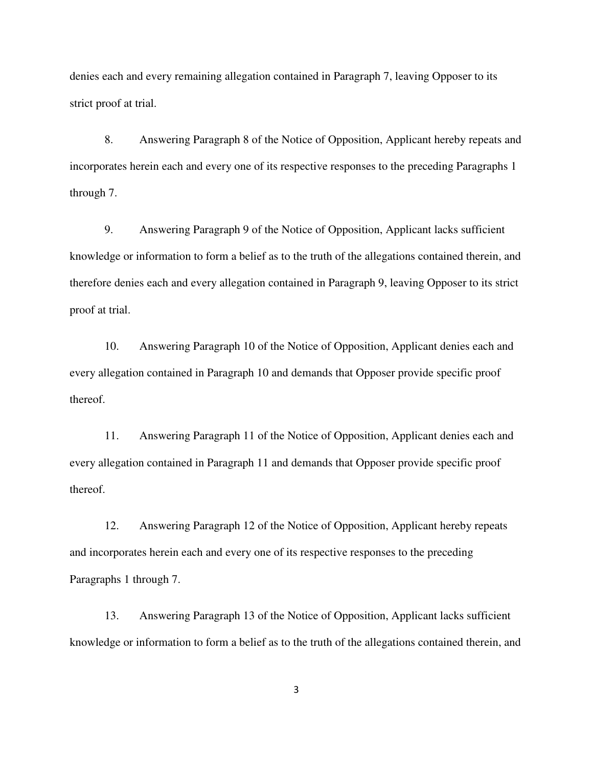denies each and every remaining allegation contained in Paragraph 7, leaving Opposer to its strict proof at trial.

8. Answering Paragraph 8 of the Notice of Opposition, Applicant hereby repeats and incorporates herein each and every one of its respective responses to the preceding Paragraphs 1 through 7.

9. Answering Paragraph 9 of the Notice of Opposition, Applicant lacks sufficient knowledge or information to form a belief as to the truth of the allegations contained therein, and therefore denies each and every allegation contained in Paragraph 9, leaving Opposer to its strict proof at trial.

10. Answering Paragraph 10 of the Notice of Opposition, Applicant denies each and every allegation contained in Paragraph 10 and demands that Opposer provide specific proof thereof.

11. Answering Paragraph 11 of the Notice of Opposition, Applicant denies each and every allegation contained in Paragraph 11 and demands that Opposer provide specific proof thereof.

12. Answering Paragraph 12 of the Notice of Opposition, Applicant hereby repeats and incorporates herein each and every one of its respective responses to the preceding Paragraphs 1 through 7.

13. Answering Paragraph 13 of the Notice of Opposition, Applicant lacks sufficient knowledge or information to form a belief as to the truth of the allegations contained therein, and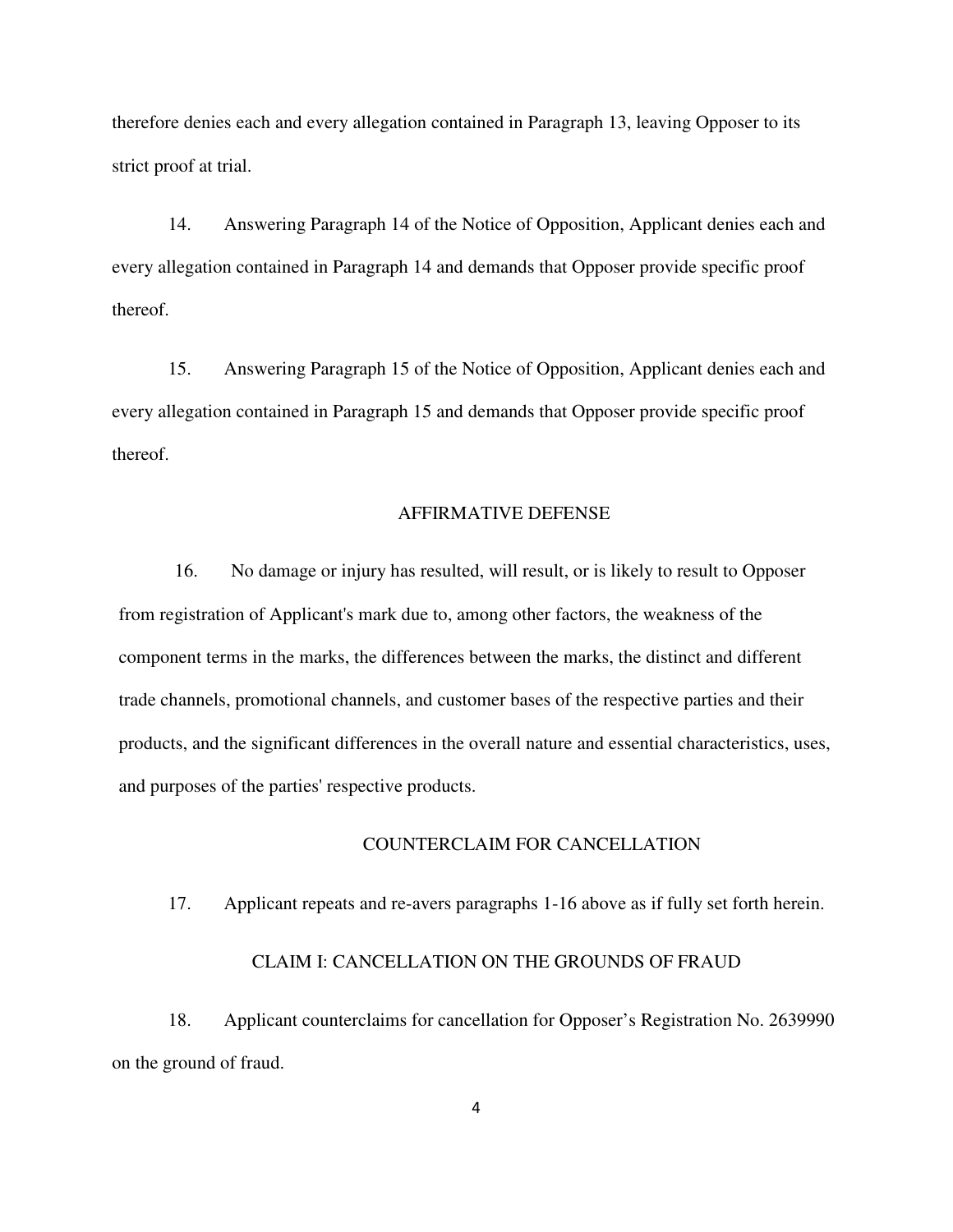therefore denies each and every allegation contained in Paragraph 13, leaving Opposer to its strict proof at trial.

14. Answering Paragraph 14 of the Notice of Opposition, Applicant denies each and every allegation contained in Paragraph 14 and demands that Opposer provide specific proof thereof.

15. Answering Paragraph 15 of the Notice of Opposition, Applicant denies each and every allegation contained in Paragraph 15 and demands that Opposer provide specific proof thereof.

## AFFIRMATIVE DEFENSE

16. No damage or injury has resulted, will result, or is likely to result to Opposer from registration of Applicant's mark due to, among other factors, the weakness of the component terms in the marks, the differences between the marks, the distinct and different trade channels, promotional channels, and customer bases of the respective parties and their products, and the significant differences in the overall nature and essential characteristics, uses, and purposes of the parties' respective products.

## COUNTERCLAIM FOR CANCELLATION

17. Applicant repeats and re-avers paragraphs 1-16 above as if fully set forth herein.

### CLAIM I: CANCELLATION ON THE GROUNDS OF FRAUD

18. Applicant counterclaims for cancellation for Opposer's Registration No. 2639990 on the ground of fraud.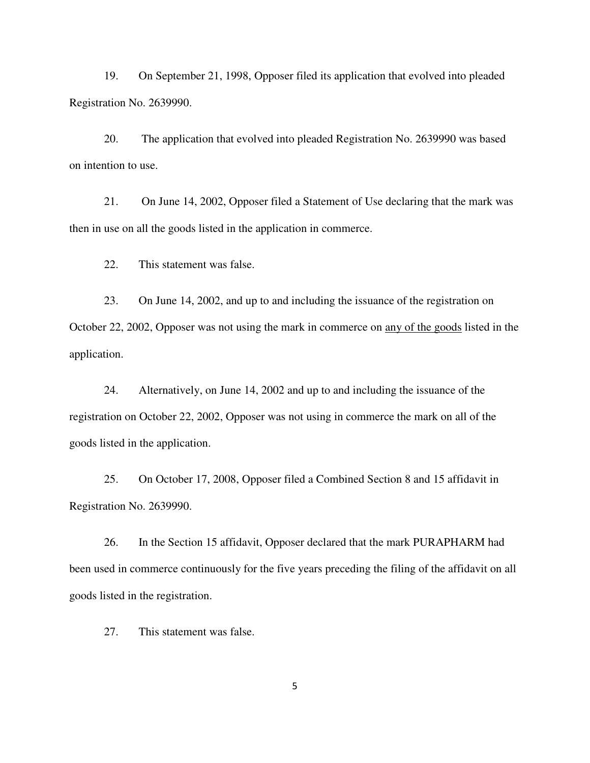19. On September 21, 1998, Opposer filed its application that evolved into pleaded Registration No. 2639990.

20. The application that evolved into pleaded Registration No. 2639990 was based on intention to use.

21. On June 14, 2002, Opposer filed a Statement of Use declaring that the mark was then in use on all the goods listed in the application in commerce.

22. This statement was false.

23. On June 14, 2002, and up to and including the issuance of the registration on October 22, 2002, Opposer was not using the mark in commerce on <u>any of the goods</u> listed in the application.

24. Alternatively, on June 14, 2002 and up to and including the issuance of the registration on October 22, 2002, Opposer was not using in commerce the mark on all of the goods listed in the application.

25. On October 17, 2008, Opposer filed a Combined Section 8 and 15 affidavit in Registration No. 2639990.

26. In the Section 15 affidavit, Opposer declared that the mark PURAPHARM had been used in commerce continuously for the five years preceding the filing of the affidavit on all goods listed in the registration.

27. This statement was false.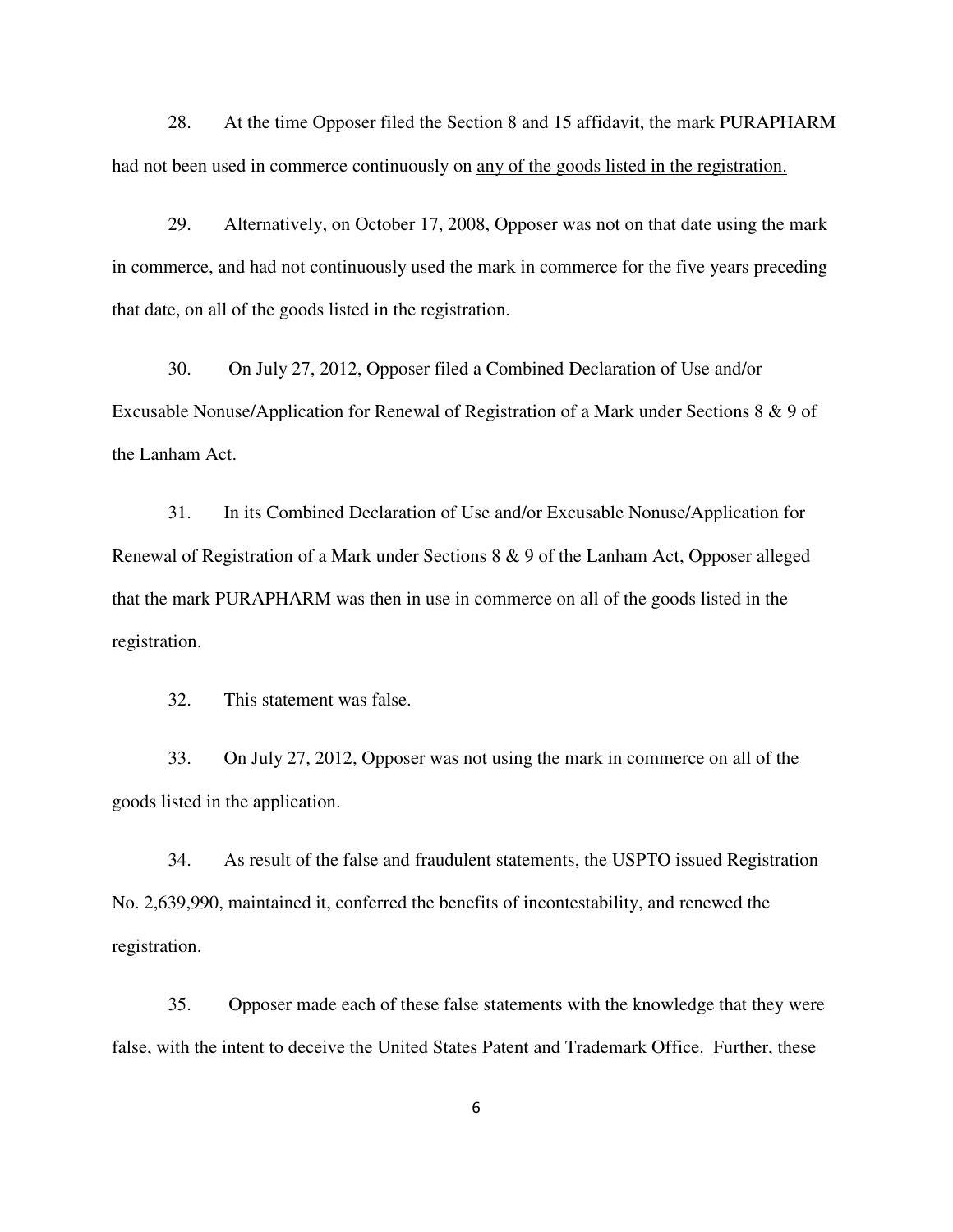28. At the time Opposer filed the Section 8 and 15 affidavit, the mark PURAPHARM had not been used in commerce continuously on <u>any of the goods listed in the registration.</u>

29. Alternatively, on October 17, 2008, Opposer was not on that date using the mark in commerce, and had not continuously used the mark in commerce for the five years preceding that date, on all of the goods listed in the registration.

30. On July 27, 2012, Opposer filed a Combined Declaration of Use and/or Excusable Nonuse/Application for Renewal of Registration of a Mark under Sections 8 & 9 of the Lanham Act.

31. In its Combined Declaration of Use and/or Excusable Nonuse/Application for Renewal of Registration of a Mark under Sections 8 & 9 of the Lanham Act, Opposer alleged that the mark PURAPHARM was then in use in commerce on all of the goods listed in the registration.

32. This statement was false.

33. On July 27, 2012, Opposer was not using the mark in commerce on all of the goods listed in the application.

34. As result of the false and fraudulent statements, the USPTO issued Registration No. 2,639,990, maintained it, conferred the benefits of incontestability, and renewed the registration.

35. Opposer made each of these false statements with the knowledge that they were false, with the intent to deceive the United States Patent and Trademark Office. Further, these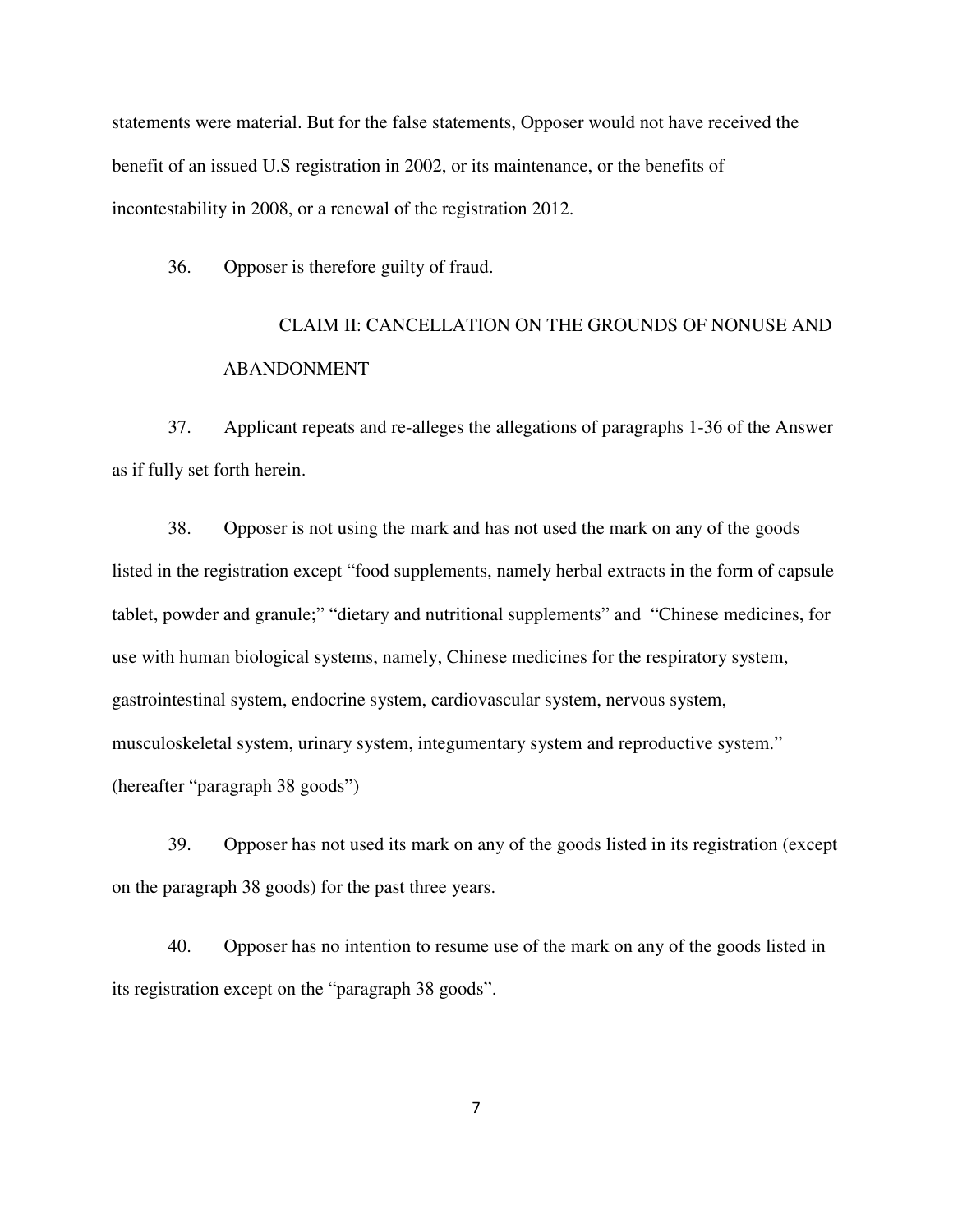statements were material. But for the false statements, Opposer would not have received the benefit of an issued U.S registration in 2002, or its maintenance, or the benefits of incontestability in 2008, or a renewal of the registration 2012.

36. Opposer is therefore guilty of fraud.

## CLAIM II: CANCELLATION ON THE GROUNDS OF NONUSE AND ABANDONMENT

37. Applicant repeats and re-alleges the allegations of paragraphs 1-36 of the Answer as if fully set forth herein.

38. Opposer is not using the mark and has not used the mark on any of the goods listed in the registration except "food supplements, namely herbal extracts in the form of capsule tablet, powder and granule;" "dietary and nutritional supplements" and "Chinese medicines, for use with human biological systems, namely, Chinese medicines for the respiratory system, gastrointestinal system, endocrine system, cardiovascular system, nervous system, musculoskeletal system, urinary system, integumentary system and reproductive system." (hereafter "paragraph 38 goods")

39. Opposer has not used its mark on any of the goods listed in its registration (except on the paragraph 38 goods) for the past three years.

40. Opposer has no intention to resume use of the mark on any of the goods listed in its registration except on the "paragraph 38 goods".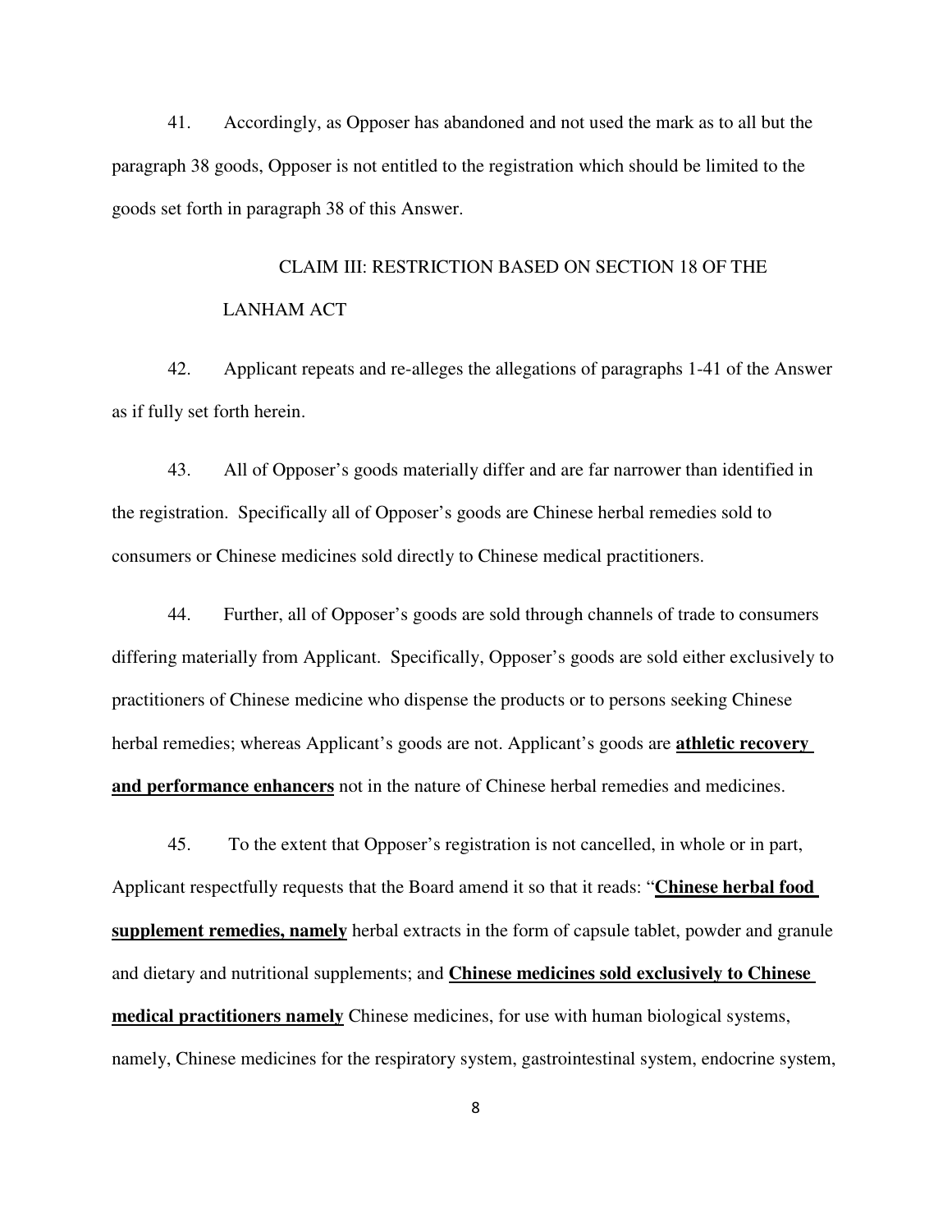41. Accordingly, as Opposer has abandoned and not used the mark as to all but the paragraph 38 goods, Opposer is not entitled to the registration which should be limited to the goods set forth in paragraph 38 of this Answer.

## CLAIM III: RESTRICTION BASED ON SECTION 18 OF THE LANHAM ACT

42. Applicant repeats and re-alleges the allegations of paragraphs 1-41 of the Answer as if fully set forth herein.

43. All of Opposer's goods materially differ and are far narrower than identified in the registration. Specifically all of Opposer's goods are Chinese herbal remedies sold to consumers or Chinese medicines sold directly to Chinese medical practitioners.

44. Further, all of Opposer's goods are sold through channels of trade to consumers differing materially from Applicant. Specifically, Opposer's goods are sold either exclusively to practitioners of Chinese medicine who dispense the products or to persons seeking Chinese herbal remedies; whereas Applicant's goods are not. Applicant's goods are <u>**athletic recovery and performance enhancers**</u> not in the nature of Chinese herbal remedies and medicines.

45. To the extent that Opposer's registration is not cancelled, in whole or in part, Applicant respectfully requests that the Board amend it so that it reads: "<u>**Chinese herbal food supplement remedies, namely**</u> herbal extracts in the form of capsule tablet, powder and granule and dietary and nutritional supplements; and <u>**Chinese medicines sold exclusively to Chinese medical practitioners namely**</u> Chinese medicines, for use with human biological systems, namely, Chinese medicines for the respiratory system, gastrointestinal system, endocrine system,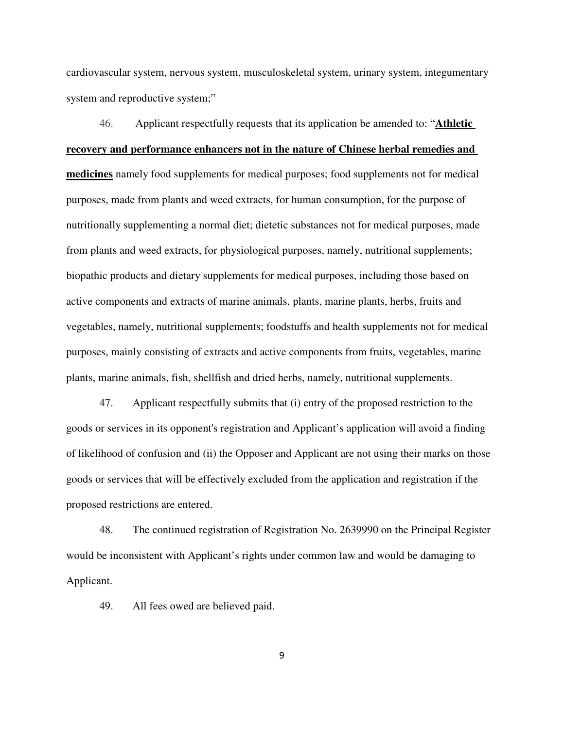cardiovascular system, nervous system, musculoskeletal system, urinary system, integumentary system and reproductive system;"

46. Applicant respectfully requests that its application be amended to: "**<u>Athletic recovery and performance enhancers not in the nature of Chinese herbal remedies and medicines</u>** namely food supplements for medical purposes; food supplements not for medical purposes, made from plants and weed extracts, for human consumption, for the purpose of nutritionally supplementing a normal diet; dietetic substances not for medical purposes, made from plants and weed extracts, for physiological purposes, namely, nutritional supplements; biopathic products and dietary supplements for medical purposes, including those based on active components and extracts of marine animals, plants, marine plants, herbs, fruits and vegetables, namely, nutritional supplements; foodstuffs and health supplements not for medical purposes, mainly consisting of extracts and active components from fruits, vegetables, marine plants, marine animals, fish, shellfish and dried herbs, namely, nutritional supplements.

47. Applicant respectfully submits that (i) entry of the proposed restriction to the goods or services in its opponent's registration and Applicant's application will avoid a finding of likelihood of confusion and (ii) the Opposer and Applicant are not using their marks on those goods or services that will be effectively excluded from the application and registration if the proposed restrictions are entered.

48. The continued registration of Registration No. 2639990 on the Principal Register would be inconsistent with Applicant's rights under common law and would be damaging to Applicant.

49. All fees owed are believed paid.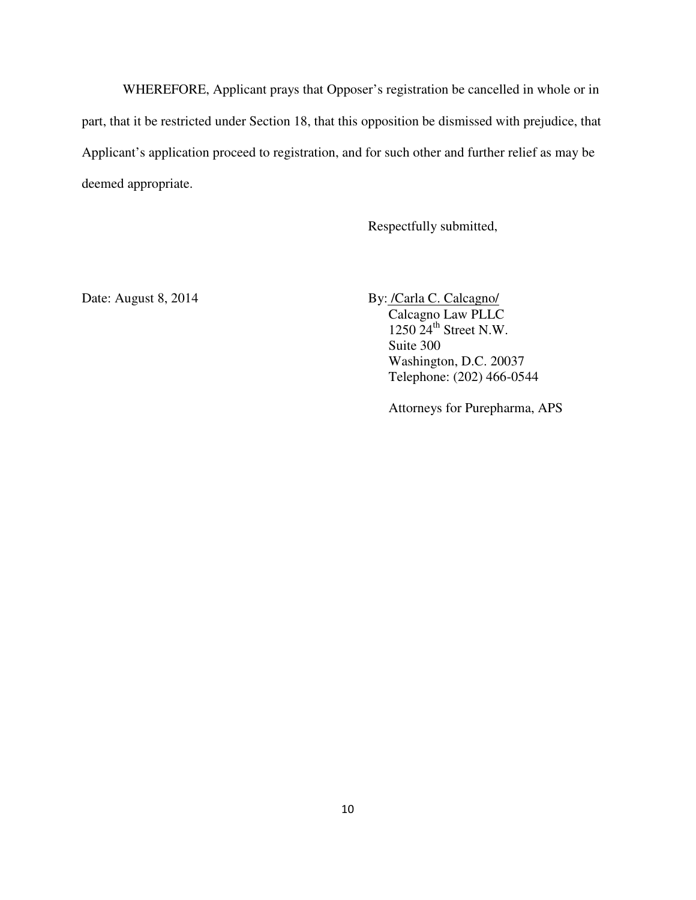WHEREFORE, Applicant prays that Opposer's registration be cancelled in whole or in part, that it be restricted under Section 18, that this opposition be dismissed with prejudice, that Applicant's application proceed to registration, and for such other and further relief as may be deemed appropriate.

Respectfully submitted,

Date: August 8, 2014

By: /Carla C. Calcagno/
Calcagno Law PLLC
1250 24th Street N.W.
Suite 300
Washington, D.C. 20037
Telephone: (202) 466-0544

Attorneys for Purepharma, APS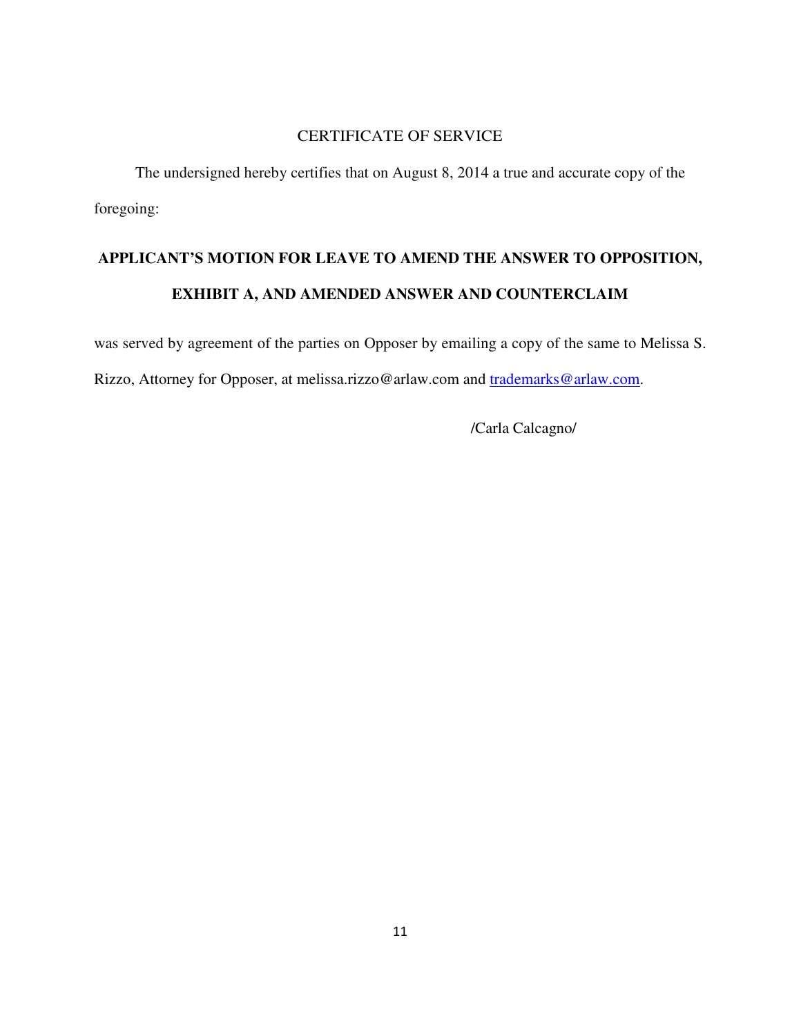## CERTIFICATE OF SERVICE

The undersigned hereby certifies that on August 8, 2014 a true and accurate copy of the foregoing:

**APPLICANT'S MOTION FOR LEAVE TO AMEND THE ANSWER TO OPPOSITION, EXHIBIT A, AND AMENDED ANSWER AND COUNTERCLAIM**

was served by agreement of the parties on Opposer by emailing a copy of the same to Melissa S. Rizzo, Attorney for Opposer, at melissa.rizzo@arlaw.com and trademarks@arlaw.com.

/Carla Calcagno/